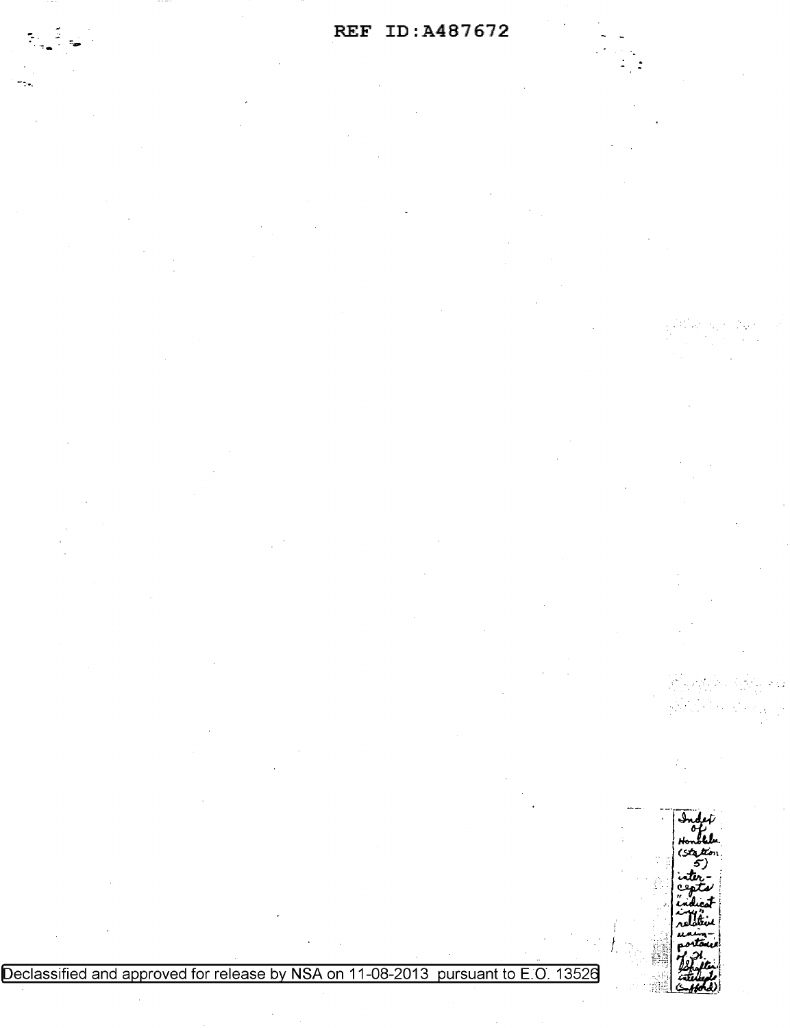Index of Honolulu (Station 5) intercepts indicating relative unimportance of Ft. Shafter intelligence (Safford)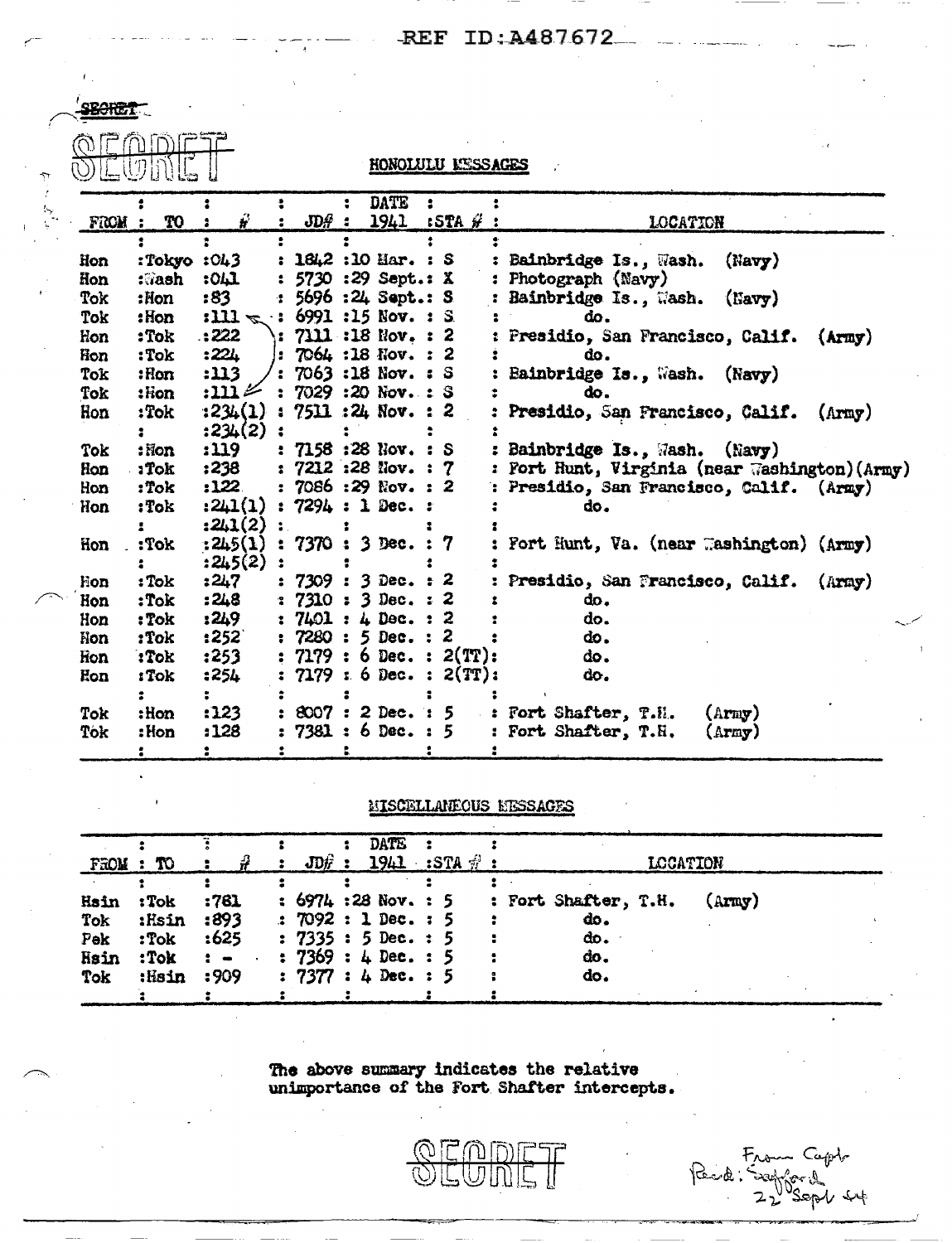REF ID:A487672

~~SECRET~~

SECRET

## HONOLULU MESSAGES

| FROM | TO | # | JD# | DATE 1941 | STA # | LOCATION |
|---|---|---|---|---|---|---|
| Hon | Tokyo | 043 | 1842 | 10 Mar. | S | Bainbridge Is., Wash. (Navy) |
| Hon | Wash | 041 | 5730 | 29 Sept. | X | Photograph (Navy) |
| Tok | Hon | 83 | 5696 | 24 Sept. | S | Bainbridge Is., Wash. (Navy) |
| Tok | Hon | 111 | 6991 | 15 Nov. | S | do. |
| Hon | Tok | 222 | 7111 | 18 Nov. | 2 | Presidio, San Francisco, Calif. (Army) |
| Hon | Tok | 224 | 7064 | 18 Nov. | 2 | do. |
| Tok | Hon | 113 | 7063 | 18 Nov. | S | Bainbridge Is., Wash. (Navy) |
| Tok | Hon | 111 | 7029 | 20 Nov. | S | do. |
| Hon | Tok | 234(1) 234(2) | 7511 | 24 Nov. | 2 | Presidio, San Francisco, Calif. (Army) |
| Tok | Hon | 119 | 7158 | 28 Nov. | S | Bainbridge Is., Wash. (Navy) |
| Hon | Tok | 238 | 7212 | 28 Nov. | 7 | Fort Hunt, Virginia (near Washington)(Army) |
| Hon | Tok | 122 | 7086 | 29 Nov. | 2 | Presidio, San Francisco, Calif. (Army) |
| Hon | Tok | 241(1) 241(2) | 7294 | 1 Dec. | | do. |
| Hon | Tok | 245(1) 245(2) | 7370 | 3 Dec. | 7 | Fort Hunt, Va. (near Washington) (Army) |
| Hon | Tok | 247 | 7309 | 3 Dec. | 2 | Presidio, San Francisco, Calif. (Army) |
| Hon | Tok | 248 | 7310 | 3 Dec. | 2 | do. |
| Hon | Tok | 249 | 7401 | 4 Dec. | 2 | do. |
| Hon | Tok | 252 | 7280 | 5 Dec. | 2 | do. |
| Hon | Tok | 253 | 7179 | 6 Dec. | 2(TT) | do. |
| Hon | Tok | 254 | 7179 | 6 Dec. | 2(TT) | do. |
| Tok | Hon | 123 | 8007 | 2 Dec. | 5 | Fort Shafter, T.H. (Army) |
| Tok | Hon | 128 | 7381 | 6 Dec. | 5 | Fort Shafter, T.H. (Army) |

## MISCELLANEOUS MESSAGES

| FROM | TO | # | JD# | DATE 1941 | STA # | LOCATION |
|---|---|---|---|---|---|---|
| Hsin | Tok | 781 | 6974 | 28 Nov. | 5 | Fort Shafter, T.H. (Army) |
| Tok | Hsin | 893 | 7092 | 1 Dec. | 5 | do. |
| Pek | Tok | 625 | 7335 | 5 Dec. | 5 | do. |
| Hsin | Tok | - | 7369 | 4 Dec. | 5 | do. |
| Tok | Hsin | 909 | 7377 | 4 Dec. | 5 | do. |

The above summary indicates the relative unimportance of the Fort Shafter intercepts.

SECRET

From Capt. Safford
Rec'd: 22 Sept 44